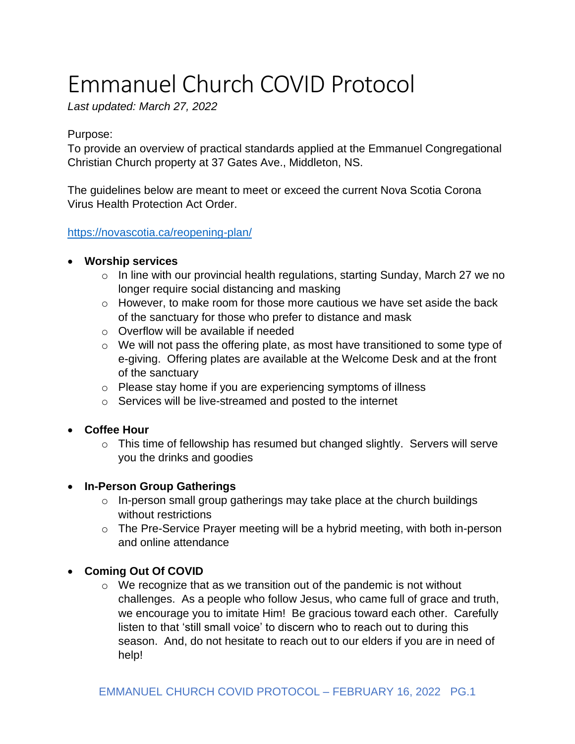# Emmanuel Church COVID Protocol

*Last updated: March 27, 2022*

Purpose:
To provide an overview of practical standards applied at the Emmanuel Congregational Christian Church property at 37 Gates Ave., Middleton, NS.

The guidelines below are meant to meet or exceed the current Nova Scotia Corona Virus Health Protection Act Order.

https://novascotia.ca/reopening-plan/

- **Worship services**
  - In line with our provincial health regulations, starting Sunday, March 27 we no longer require social distancing and masking
  - However, to make room for those more cautious we have set aside the back of the sanctuary for those who prefer to distance and mask
  - Overflow will be available if needed
  - We will not pass the offering plate, as most have transitioned to some type of e-giving. Offering plates are available at the Welcome Desk and at the front of the sanctuary
  - Please stay home if you are experiencing symptoms of illness
  - Services will be live-streamed and posted to the internet

- **Coffee Hour**
  - This time of fellowship has resumed but changed slightly. Servers will serve you the drinks and goodies

- **In-Person Group Gatherings**
  - In-person small group gatherings may take place at the church buildings without restrictions
  - The Pre-Service Prayer meeting will be a hybrid meeting, with both in-person and online attendance

- **Coming Out Of COVID**
  - We recognize that as we transition out of the pandemic is not without challenges. As a people who follow Jesus, who came full of grace and truth, we encourage you to imitate Him! Be gracious toward each other. Carefully listen to that 'still small voice' to discern who to reach out to during this season. And, do not hesitate to reach out to our elders if you are in need of help!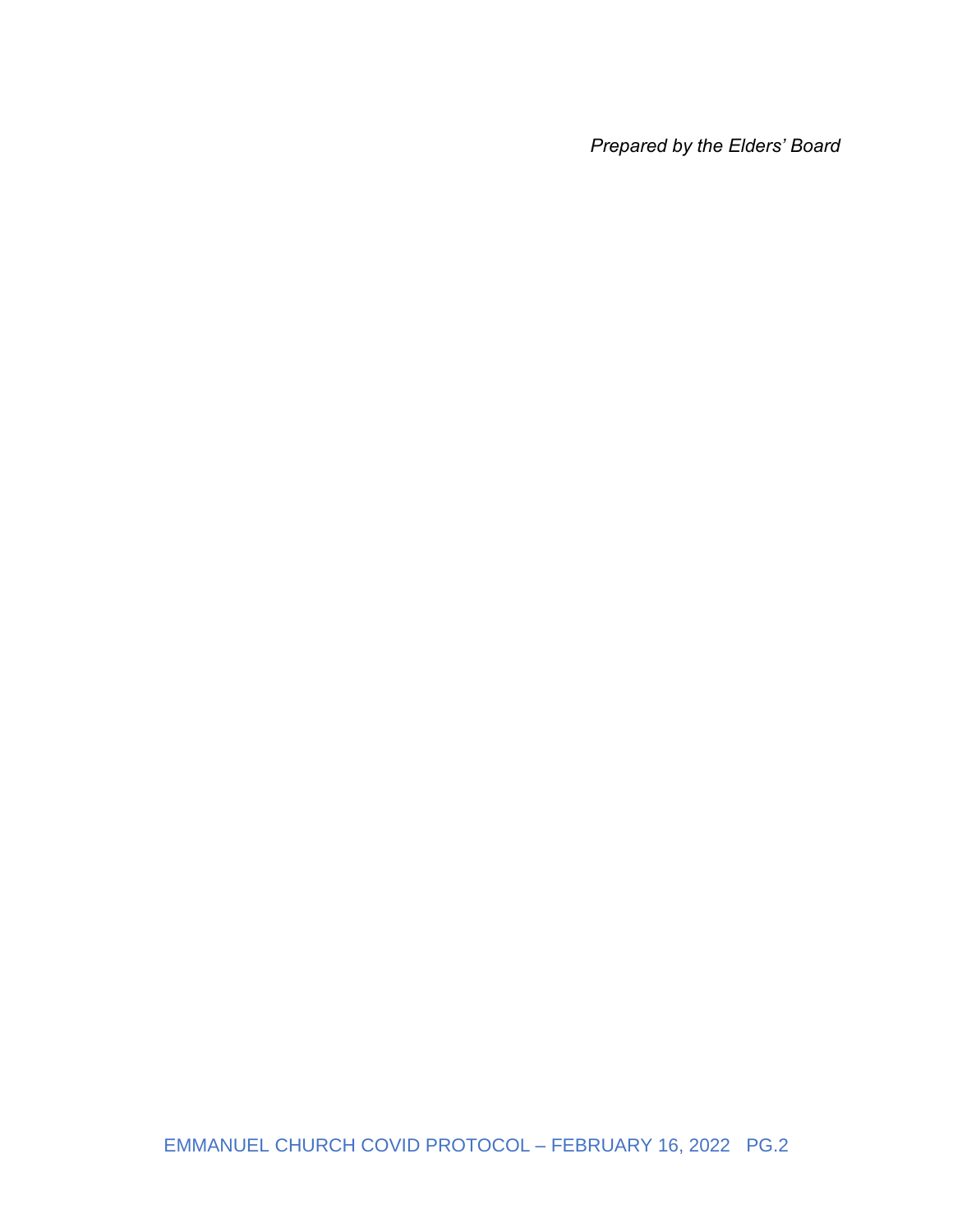*Prepared by the Elders' Board*